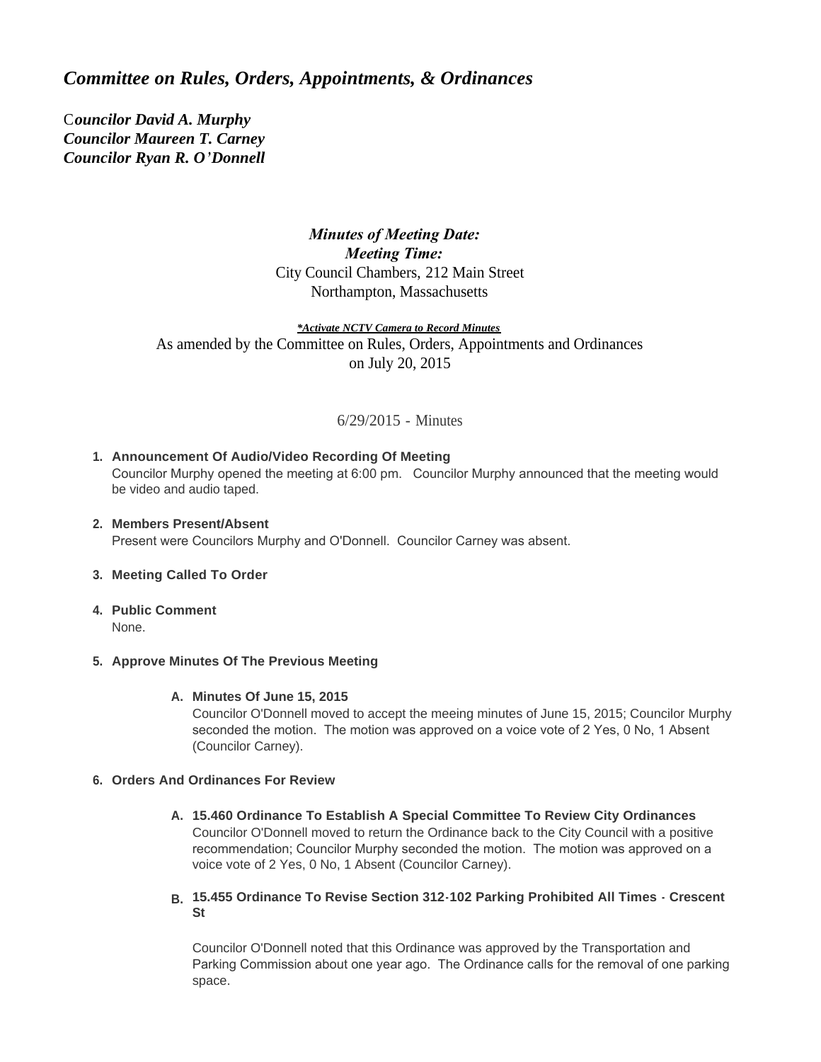# *Committee on Rules, Orders, Appointments, & Ordinances*

*Councilor David A. Murphy*
*Councilor Maureen T. Carney*
*Councilor Ryan R. O'Donnell*

***Minues of Meeting Date:***
***Meeting Time:***
City Council Chambers, 212 Main Street
Northampton, Massachusetts

***\*Activate NCTV Camera to Record Minutes***

As amended by the Committee on Rules, Orders, Appointments and Ordinances on July 20, 2015

6/29/2015 - Minutes

1. **Announcement Of Audio/Video Recording Of Meeting**
   Councilor Murphy opened the meeting at 6:00 pm. Councilor Murphy announced that the meeting would be video and audio taped.

2. **Members Present/Absent**
   Present were Councilors Murphy and O'Donnell. Councilor Carney was absent.

3. **Meeting Called To Order**

4. **Public Comment**
   None.

5. **Approve Minutes Of The Previous Meeting**

   A. **Minutes Of June 15, 2015**
   Councilor O'Donnell moved to accept the meeing minutes of June 15, 2015; Councilor Murphy seconded the motion. The motion was approved on a voice vote of 2 Yes, 0 No, 1 Absent (Councilor Carney).

6. **Orders And Ordinances For Review**

   A. **15.460 Ordinance To Establish A Special Committee To Review City Ordinances**
   Councilor O'Donnell moved to return the Ordinance back to the City Council with a positive recommendation; Councilor Murphy seconded the motion. The motion was approved on a voice vote of 2 Yes, 0 No, 1 Absent (Councilor Carney).

   B. **15.455 Ordinance To Revise Section 312-102 Parking Prohibited All Times - Crescent St**

   Councilor O'Donnell noted that this Ordinance was approved by the Transportation and Parking Commission about one year ago. The Ordinance calls for the removal of one parking space.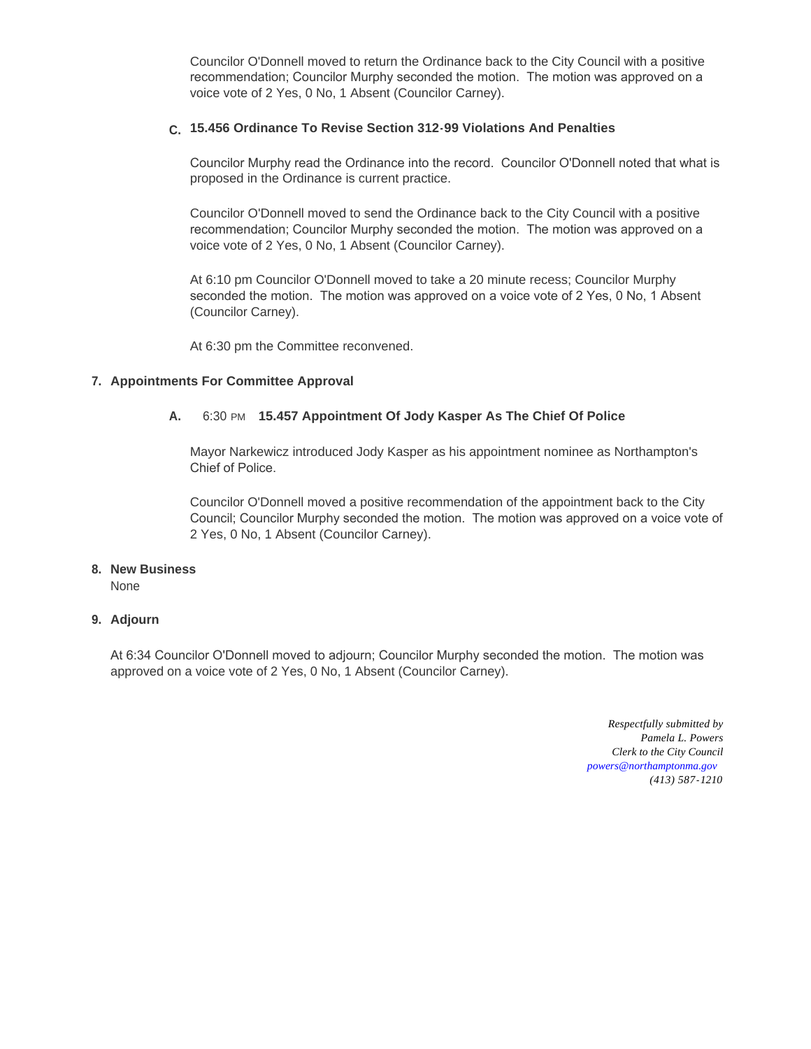Councilor O'Donnell moved to return the Ordinance back to the City Council with a positive recommendation; Councilor Murphy seconded the motion. The motion was approved on a voice vote of 2 Yes, 0 No, 1 Absent (Councilor Carney).

### C. 15.456 Ordinance To Revise Section 312-99 Violations And Penalties

Councilor Murphy read the Ordinance into the record. Councilor O'Donnell noted that what is proposed in the Ordinance is current practice.

Councilor O'Donnell moved to send the Ordinance back to the City Council with a positive recommendation; Councilor Murphy seconded the motion. The motion was approved on a voice vote of 2 Yes, 0 No, 1 Absent (Councilor Carney).

At 6:10 pm Councilor O'Donnell moved to take a 20 minute recess; Councilor Murphy seconded the motion. The motion was approved on a voice vote of 2 Yes, 0 No, 1 Absent (Councilor Carney).

At 6:30 pm the Committee reconvened.

## 7. Appointments For Committee Approval

### A. 6:30 PM 15.457 Appointment Of Jody Kasper As The Chief Of Police

Mayor Narkewicz introduced Jody Kasper as his appointment nominee as Northampton's Chief of Police.

Councilor O'Donnell moved a positive recommendation of the appointment back to the City Council; Councilor Murphy seconded the motion. The motion was approved on a voice vote of 2 Yes, 0 No, 1 Absent (Councilor Carney).

## 8. New Business

None

## 9. Adjourn

At 6:34 Councilor O'Donnell moved to adjourn; Councilor Murphy seconded the motion. The motion was approved on a voice vote of 2 Yes, 0 No, 1 Absent (Councilor Carney).

*Respectfully submitted by*
*Pamela L. Powers*
*Clerk to the City Council*
*powers@northamptonma.gov*
*(413) 587-1210*